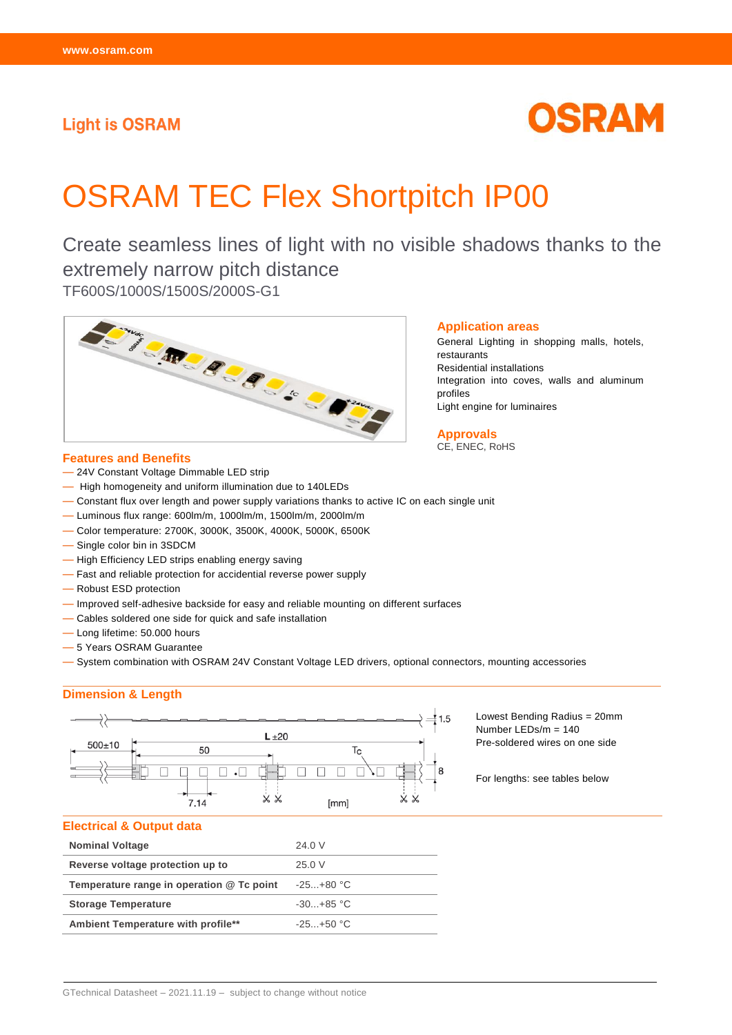Light is OSRAM

# OSRAM TEC Flex Shortpitch IP00

## Create seamless lines of light with no visible shadows thanks to the extremely narrow pitch distance

TF600S/1000S/1500S/2000S-G1

### Application areas

General Lighting in shopping malls, hotels, restaurants
Residential installations
Integration into coves, walls and aluminum profiles
Light engine for luminaires

### Approvals

CE, ENEC, RoHS

### Features and Benefits

- 24V Constant Voltage Dimmable LED strip
- High homogeneity and uniform illumination due to 140LEDs
- Constant flux over length and power supply variations thanks to active IC on each single unit
- Luminous flux range: 600lm/m, 1000lm/m, 1500lm/m, 2000lm/m
- Color temperature: 2700K, 3000K, 3500K, 4000K, 5000K, 6500K
- Single color bin in 3SDCM
- High Efficiency LED strips enabling energy saving
- Fast and reliable protection for accidential reverse power supply
- Robust ESD protection
- Improved self-adhesive backside for easy and reliable mounting on different surfaces
- Cables soldered one side for quick and safe installation
- Long lifetime: 50.000 hours
- 5 Years OSRAM Guarantee
- System combination with OSRAM 24V Constant Voltage LED drivers, optional connectors, mounting accessories

### Dimension & Length

1.5
500±10
L ±20
50
Tc
8
7.14
[mm]

Lowest Bending Radius = 20mm
Number LEDs/m = 140
Pre-soldered wires on one side

For lengths: see tables below

### Electrical & Output data

| | |
|---|---|
| **Nominal Voltage** | 24.0 V |
| **Reverse voltage protection up to** | 25.0 V |
| **Temperature range in operation @ Tc point** | -25...+80 °C |
| **Storage Temperature** | -30...+85 °C |
| **Ambient Temperature with profile**** | -25...+50 °C |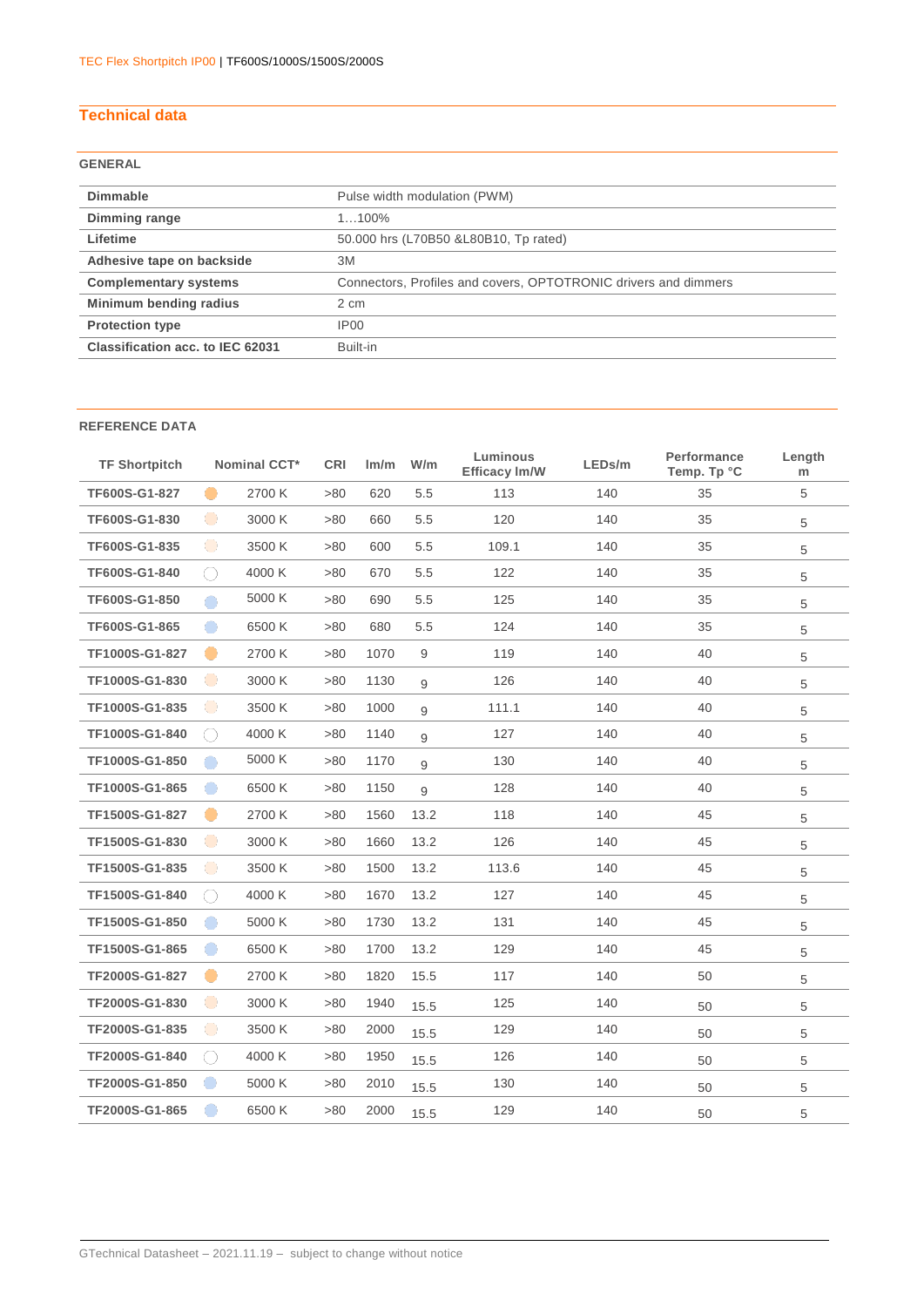## Technical data

### GENERAL

| | |
|---|---|
| **Dimmable** | Pulse width modulation (PWM) |
| **Dimming range** | 1…100% |
| **Lifetime** | 50.000 hrs (L70B50 &L80B10, Tp rated) |
| **Adhesive tape on backside** | 3M |
| **Complementary systems** | Connectors, Profiles and covers, OPTOTRONIC drivers and dimmers |
| **Minimum bending radius** | 2 cm |
| **Protection type** | IP00 |
| **Classification acc. to IEC 62031** | Built-in |

### REFERENCE DATA

| TF Shortpitch | Nominal CCT* | CRI | lm/m | W/m | Luminous Efficacy lm/W | LEDs/m | Performance Temp. Tp °C | Length m |
|---|---|---|---|---|---|---|---|---|
| **TF600S-G1-827** | 2700 K | >80 | 620 | 5.5 | 113 | 140 | 35 | 5 |
| **TF600S-G1-830** | 3000 K | >80 | 660 | 5.5 | 120 | 140 | 35 | 5 |
| **TF600S-G1-835** | 3500 K | >80 | 600 | 5.5 | 109.1 | 140 | 35 | 5 |
| **TF600S-G1-840** | 4000 K | >80 | 670 | 5.5 | 122 | 140 | 35 | 5 |
| **TF600S-G1-850** | 5000 K | >80 | 690 | 5.5 | 125 | 140 | 35 | 5 |
| **TF600S-G1-865** | 6500 K | >80 | 680 | 5.5 | 124 | 140 | 35 | 5 |
| **TF1000S-G1-827** | 2700 K | >80 | 1070 | 9 | 119 | 140 | 40 | 5 |
| **TF1000S-G1-830** | 3000 K | >80 | 1130 | 9 | 126 | 140 | 40 | 5 |
| **TF1000S-G1-835** | 3500 K | >80 | 1000 | 9 | 111.1 | 140 | 40 | 5 |
| **TF1000S-G1-840** | 4000 K | >80 | 1140 | 9 | 127 | 140 | 40 | 5 |
| **TF1000S-G1-850** | 5000 K | >80 | 1170 | 9 | 130 | 140 | 40 | 5 |
| **TF1000S-G1-865** | 6500 K | >80 | 1150 | 9 | 128 | 140 | 40 | 5 |
| **TF1500S-G1-827** | 2700 K | >80 | 1560 | 13.2 | 118 | 140 | 45 | 5 |
| **TF1500S-G1-830** | 3000 K | >80 | 1660 | 13.2 | 126 | 140 | 45 | 5 |
| **TF1500S-G1-835** | 3500 K | >80 | 1500 | 13.2 | 113.6 | 140 | 45 | 5 |
| **TF1500S-G1-840** | 4000 K | >80 | 1670 | 13.2 | 127 | 140 | 45 | 5 |
| **TF1500S-G1-850** | 5000 K | >80 | 1730 | 13.2 | 131 | 140 | 45 | 5 |
| **TF1500S-G1-865** | 6500 K | >80 | 1700 | 13.2 | 129 | 140 | 45 | 5 |
| **TF2000S-G1-827** | 2700 K | >80 | 1820 | 15.5 | 117 | 140 | 50 | 5 |
| **TF2000S-G1-830** | 3000 K | >80 | 1940 | 15.5 | 125 | 140 | 50 | 5 |
| **TF2000S-G1-835** | 3500 K | >80 | 2000 | 15.5 | 129 | 140 | 50 | 5 |
| **TF2000S-G1-840** | 4000 K | >80 | 1950 | 15.5 | 126 | 140 | 50 | 5 |
| **TF2000S-G1-850** | 5000 K | >80 | 2010 | 15.5 | 130 | 140 | 50 | 5 |
| **TF2000S-G1-865** | 6500 K | >80 | 2000 | 15.5 | 129 | 140 | 50 | 5 |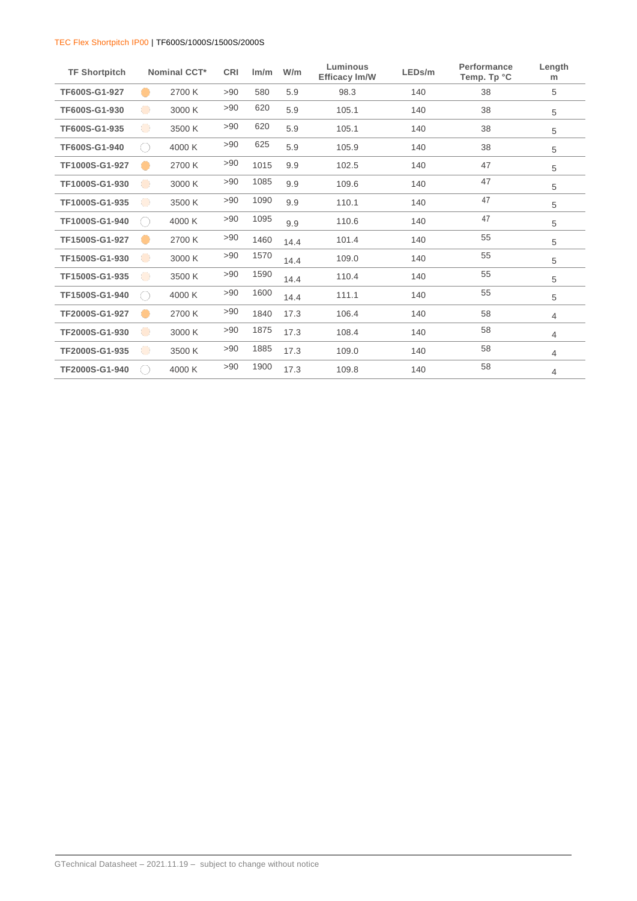TEC Flex Shortpitch IP00 | TF600S/1000S/1500S/2000S

| TF Shortpitch | Nominal CCT* | CRI | lm/m | W/m | Luminous Efficacy lm/W | LEDs/m | Performance Temp. Tp °C | Length m |
|---|---|---|---|---|---|---|---|---|
| TF600S-G1-927 | 2700 K | >90 | 580 | 5.9 | 98.3 | 140 | 38 | 5 |
| TF600S-G1-930 | 3000 K | >90 | 620 | 5.9 | 105.1 | 140 | 38 | 5 |
| TF600S-G1-935 | 3500 K | >90 | 620 | 5.9 | 105.1 | 140 | 38 | 5 |
| TF600S-G1-940 | 4000 K | >90 | 625 | 5.9 | 105.9 | 140 | 38 | 5 |
| TF1000S-G1-927 | 2700 K | >90 | 1015 | 9.9 | 102.5 | 140 | 47 | 5 |
| TF1000S-G1-930 | 3000 K | >90 | 1085 | 9.9 | 109.6 | 140 | 47 | 5 |
| TF1000S-G1-935 | 3500 K | >90 | 1090 | 9.9 | 110.1 | 140 | 47 | 5 |
| TF1000S-G1-940 | 4000 K | >90 | 1095 | 9.9 | 110.6 | 140 | 47 | 5 |
| TF1500S-G1-927 | 2700 K | >90 | 1460 | 14.4 | 101.4 | 140 | 55 | 5 |
| TF1500S-G1-930 | 3000 K | >90 | 1570 | 14.4 | 109.0 | 140 | 55 | 5 |
| TF1500S-G1-935 | 3500 K | >90 | 1590 | 14.4 | 110.4 | 140 | 55 | 5 |
| TF1500S-G1-940 | 4000 K | >90 | 1600 | 14.4 | 111.1 | 140 | 55 | 5 |
| TF2000S-G1-927 | 2700 K | >90 | 1840 | 17.3 | 106.4 | 140 | 58 | 4 |
| TF2000S-G1-930 | 3000 K | >90 | 1875 | 17.3 | 108.4 | 140 | 58 | 4 |
| TF2000S-G1-935 | 3500 K | >90 | 1885 | 17.3 | 109.0 | 140 | 58 | 4 |
| TF2000S-G1-940 | 4000 K | >90 | 1900 | 17.3 | 109.8 | 140 | 58 | 4 |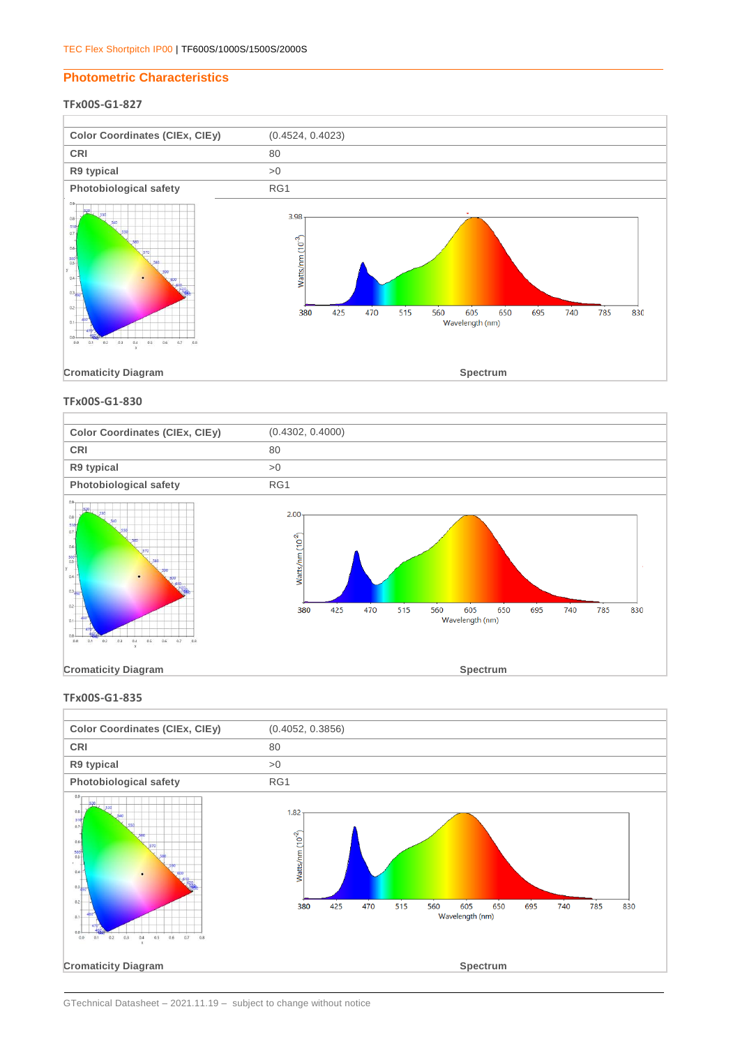## Photometric Characteristics

### TFx00S-G1-827

| Color Coordinates (CIEx, CIEy) | (0.4524, 0.4023) |
|---|---|
| CRI | 80 |
| R9 typical | >0 |
| Photobiological safety | RG1 |

Cromaticity Diagram

Spectrum

### TFx00S-G1-830

| Color Coordinates (CIEx, CIEy) | (0.4302, 0.4000) |
|---|---|
| CRI | 80 |
| R9 typical | >0 |
| Photobiological safety | RG1 |

Cromaticity Diagram

Spectrum

### TFx00S-G1-835

| Color Coordinates (CIEx, CIEy) | (0.4052, 0.3856) |
|---|---|
| CRI | 80 |
| R9 typical | >0 |
| Photobiological safety | RG1 |

Cromaticity Diagram

Spectrum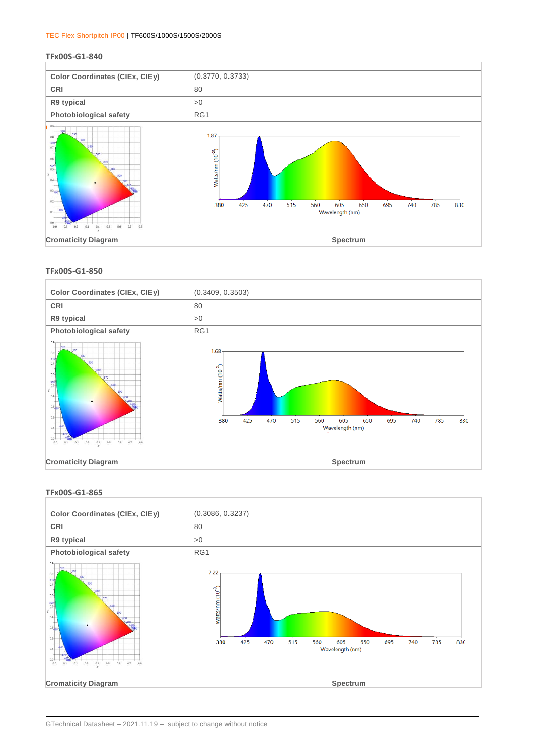## TFx00S-G1-840

| | |
|---|---|
| Color Coordinates (CIEx, CIEy) | (0.3770, 0.3733) |
| CRI | 80 |
| R9 typical | >0 |
| Photobiological safety | RG1 |

Cromaticity Diagram

Spectrum

## TFx00S-G1-850

| | |
|---|---|
| Color Coordinates (CIEx, CIEy) | (0.3409, 0.3503) |
| CRI | 80 |
| R9 typical | >0 |
| Photobiological safety | RG1 |

Cromaticity Diagram

Spectrum

## TFx00S-G1-865

| | |
|---|---|
| Color Coordinates (CIEx, CIEy) | (0.3086, 0.3237) |
| CRI | 80 |
| R9 typical | >0 |
| Photobiological safety | RG1 |

Cromaticity Diagram

Spectrum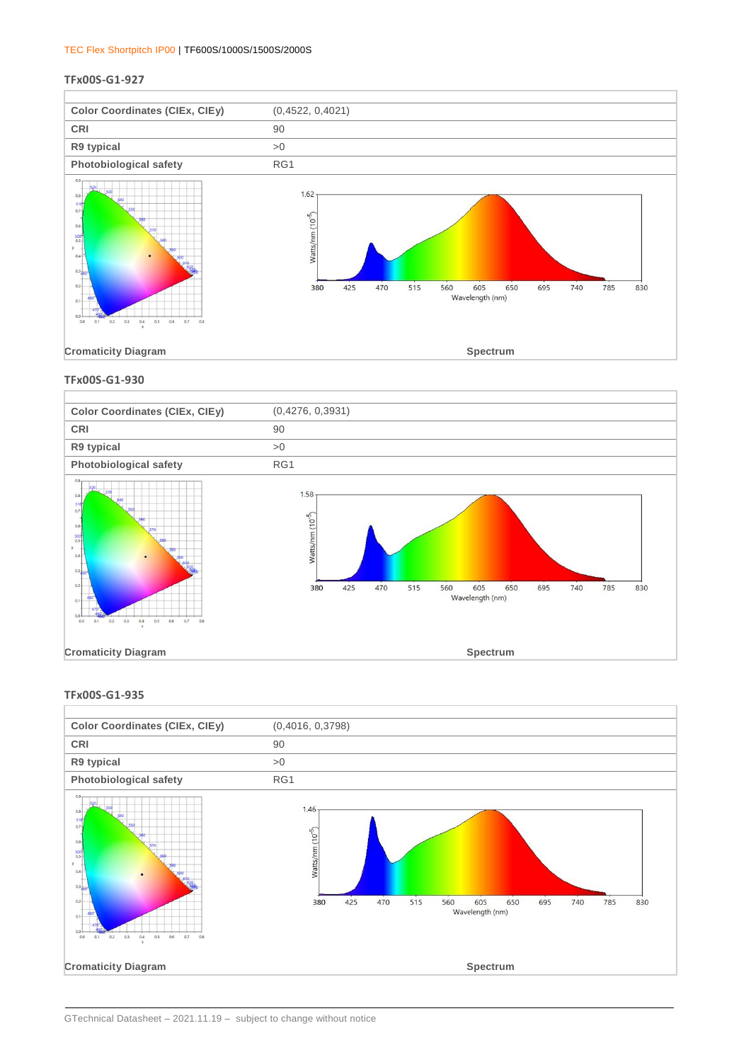### TFx00S-G1-927

| Color Coordinates (CIEx, CIEy) | (0,4522, 0,4021) |
|---|---|
| CRI | 90 |
| R9 typical | >0 |
| Photobiological safety | RG1 |

Cromaticity Diagram

Spectrum

### TFx00S-G1-930

| Color Coordinates (CIEx, CIEy) | (0,4276, 0,3931) |
|---|---|
| CRI | 90 |
| R9 typical | >0 |
| Photobiological safety | RG1 |

Cromaticity Diagram

Spectrum

### TFx00S-G1-935

| Color Coordinates (CIEx, CIEy) | (0,4016, 0,3798) |
|---|---|
| CRI | 90 |
| R9 typical | >0 |
| Photobiological safety | RG1 |

Cromaticity Diagram

Spectrum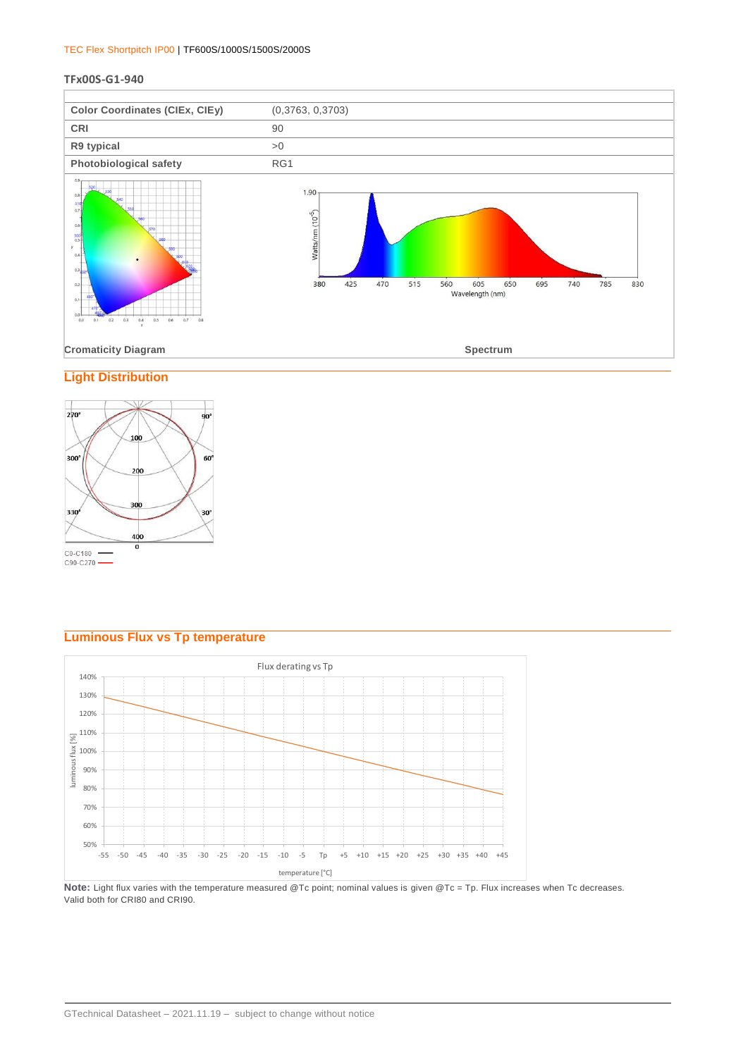### TFx00S-G1-940

| Color Coordinates (CIEx, CIEy) | (0,3763, 0,3703) |
|---|---|
| CRI | 90 |
| R9 typical | >0 |
| Photobiological safety | RG1 |

Cromaticity Diagram

Spectrum

## Light Distribution

C0-C180

C90-C270

## Luminous Flux vs Tp temperature

Flux derating vs Tp

**Note:** Light flux varies with the temperature measured @Tc point; nominal values is given @Tc = Tp. Flux increases when Tc decreases. Valid both for CRI80 and CRI90.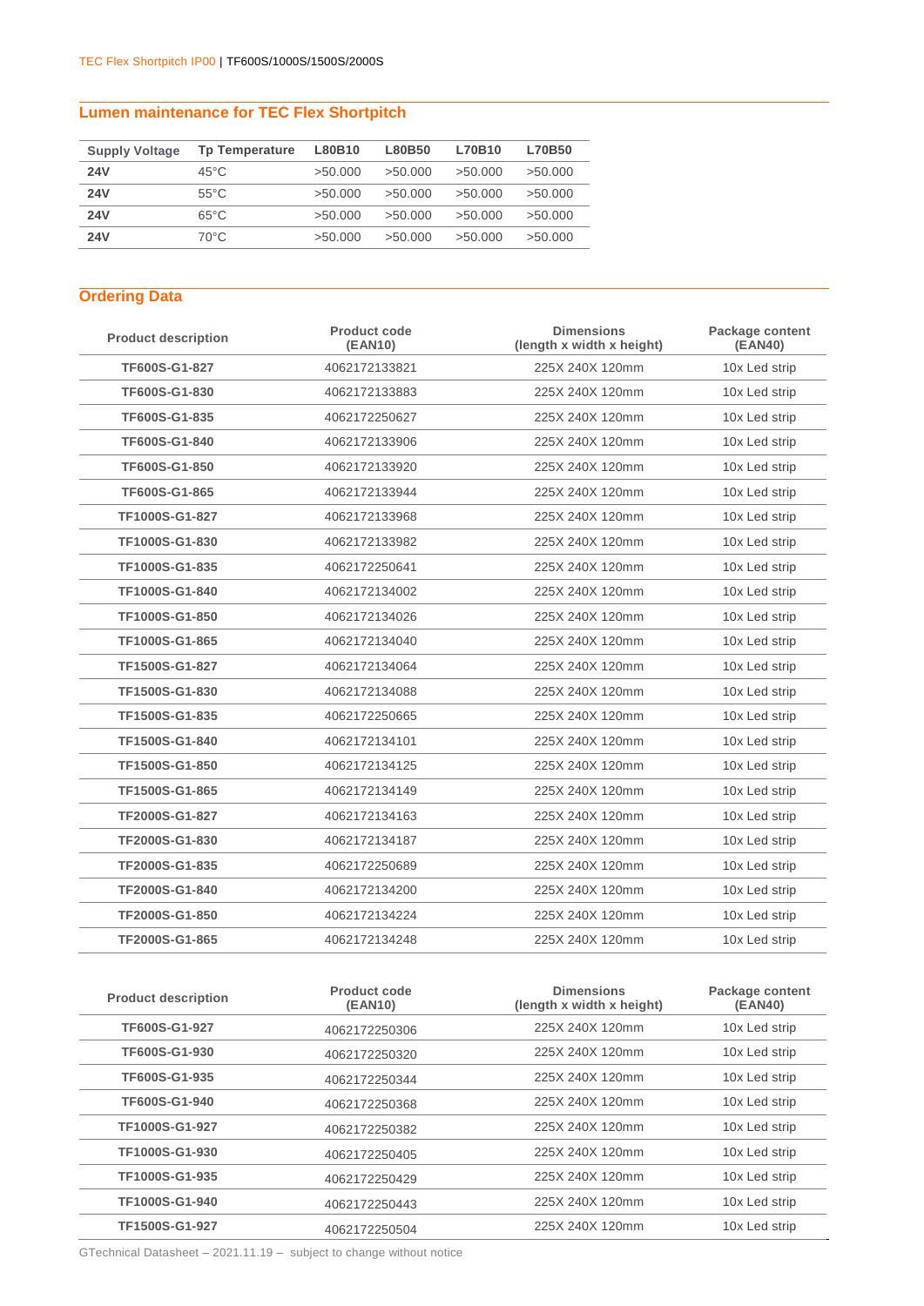## Lumen maintenance for TEC Flex Shortpitch

| Supply Voltage | Tp Temperature | L80B10 | L80B50 | L70B10 | L70B50 |
|---|---|---|---|---|---|
| **24V** | 45°C | >50.000 | >50.000 | >50.000 | >50.000 |
| **24V** | 55°C | >50.000 | >50.000 | >50.000 | >50.000 |
| **24V** | 65°C | >50.000 | >50.000 | >50.000 | >50.000 |
| **24V** | 70°C | >50.000 | >50.000 | >50.000 | >50.000 |

## Ordering Data

| Product description | Product code (EAN10) | Dimensions (length x width x height) | Package content (EAN40) |
|---|---|---|---|
| **TF600S-G1-827** | 4062172133821 | 225X 240X 120mm | 10x Led strip |
| **TF600S-G1-830** | 4062172133883 | 225X 240X 120mm | 10x Led strip |
| **TF600S-G1-835** | 4062172250627 | 225X 240X 120mm | 10x Led strip |
| **TF600S-G1-840** | 4062172133906 | 225X 240X 120mm | 10x Led strip |
| **TF600S-G1-850** | 4062172133920 | 225X 240X 120mm | 10x Led strip |
| **TF600S-G1-865** | 4062172133944 | 225X 240X 120mm | 10x Led strip |
| **TF1000S-G1-827** | 4062172133968 | 225X 240X 120mm | 10x Led strip |
| **TF1000S-G1-830** | 4062172133982 | 225X 240X 120mm | 10x Led strip |
| **TF1000S-G1-835** | 4062172250641 | 225X 240X 120mm | 10x Led strip |
| **TF1000S-G1-840** | 4062172134002 | 225X 240X 120mm | 10x Led strip |
| **TF1000S-G1-850** | 4062172134026 | 225X 240X 120mm | 10x Led strip |
| **TF1000S-G1-865** | 4062172134040 | 225X 240X 120mm | 10x Led strip |
| **TF1500S-G1-827** | 4062172134064 | 225X 240X 120mm | 10x Led strip |
| **TF1500S-G1-830** | 4062172134088 | 225X 240X 120mm | 10x Led strip |
| **TF1500S-G1-835** | 4062172250665 | 225X 240X 120mm | 10x Led strip |
| **TF1500S-G1-840** | 4062172134101 | 225X 240X 120mm | 10x Led strip |
| **TF1500S-G1-850** | 4062172134125 | 225X 240X 120mm | 10x Led strip |
| **TF1500S-G1-865** | 4062172134149 | 225X 240X 120mm | 10x Led strip |
| **TF2000S-G1-827** | 4062172134163 | 225X 240X 120mm | 10x Led strip |
| **TF2000S-G1-830** | 4062172134187 | 225X 240X 120mm | 10x Led strip |
| **TF2000S-G1-835** | 4062172250689 | 225X 240X 120mm | 10x Led strip |
| **TF2000S-G1-840** | 4062172134200 | 225X 240X 120mm | 10x Led strip |
| **TF2000S-G1-850** | 4062172134224 | 225X 240X 120mm | 10x Led strip |
| **TF2000S-G1-865** | 4062172134248 | 225X 240X 120mm | 10x Led strip |

| Product description | Product code (EAN10) | Dimensions (length x width x height) | Package content (EAN40) |
|---|---|---|---|
| **TF600S-G1-927** | 4062172250306 | 225X 240X 120mm | 10x Led strip |
| **TF600S-G1-930** | 4062172250320 | 225X 240X 120mm | 10x Led strip |
| **TF600S-G1-935** | 4062172250344 | 225X 240X 120mm | 10x Led strip |
| **TF600S-G1-940** | 4062172250368 | 225X 240X 120mm | 10x Led strip |
| **TF1000S-G1-927** | 4062172250382 | 225X 240X 120mm | 10x Led strip |
| **TF1000S-G1-930** | 4062172250405 | 225X 240X 120mm | 10x Led strip |
| **TF1000S-G1-935** | 4062172250429 | 225X 240X 120mm | 10x Led strip |
| **TF1000S-G1-940** | 4062172250443 | 225X 240X 120mm | 10x Led strip |
| **TF1500S-G1-927** | 4062172250504 | 225X 240X 120mm | 10x Led strip |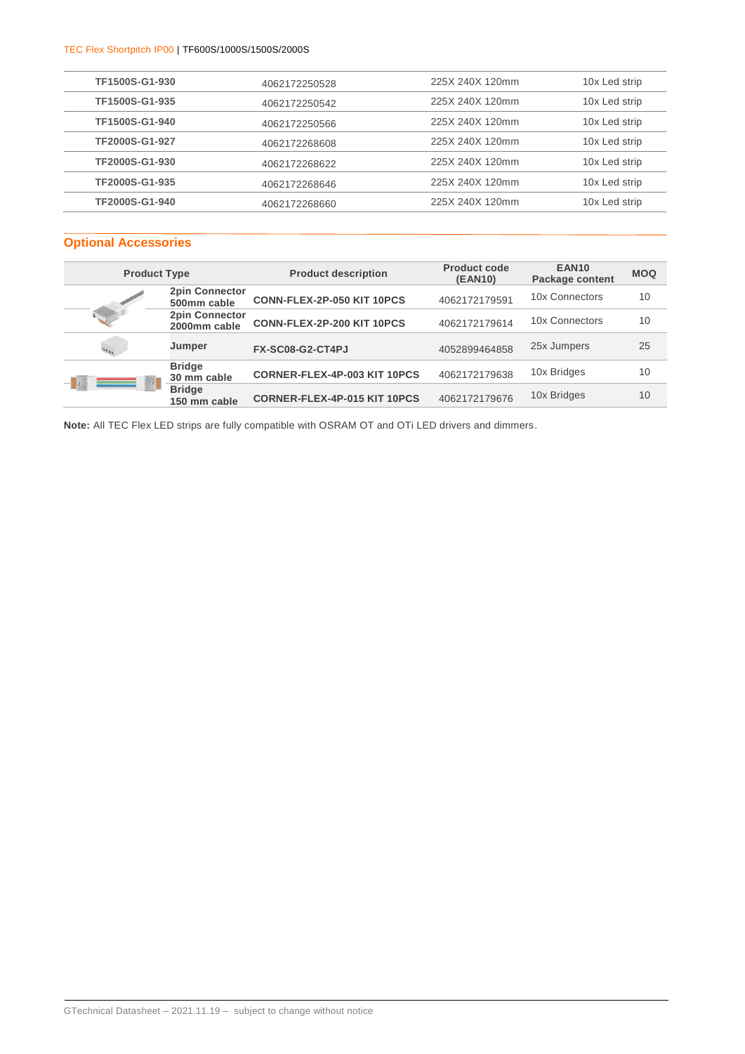| | | | |
|---|---|---|---|
| TF1500S-G1-930 | 4062172250528 | 225X 240X 120mm | 10x Led strip |
| TF1500S-G1-935 | 4062172250542 | 225X 240X 120mm | 10x Led strip |
| TF1500S-G1-940 | 4062172250566 | 225X 240X 120mm | 10x Led strip |
| TF2000S-G1-927 | 4062172268608 | 225X 240X 120mm | 10x Led strip |
| TF2000S-G1-930 | 4062172268622 | 225X 240X 120mm | 10x Led strip |
| TF2000S-G1-935 | 4062172268646 | 225X 240X 120mm | 10x Led strip |
| TF2000S-G1-940 | 4062172268660 | 225X 240X 120mm | 10x Led strip |

## Optional Accessories

| Product Type | | Product description | Product code (EAN10) | EAN10 Package content | MOQ |
|---|---|---|---|---|---|
| | **2pin Connector 500mm cable** | **CONN-FLEX-2P-050 KIT 10PCS** | 4062172179591 | 10x Connectors | 10 |
| | **2pin Connector 2000mm cable** | **CONN-FLEX-2P-200 KIT 10PCS** | 4062172179614 | 10x Connectors | 10 |
| | **Jumper** | **FX-SC08-G2-CT4PJ** | 4052899464858 | 25x Jumpers | 25 |
| | **Bridge 30 mm cable** | **CORNER-FLEX-4P-003 KIT 10PCS** | 4062172179638 | 10x Bridges | 10 |
| | **Bridge 150 mm cable** | **CORNER-FLEX-4P-015 KIT 10PCS** | 4062172179676 | 10x Bridges | 10 |

**Note:** All TEC Flex LED strips are fully compatible with OSRAM OT and OTi LED drivers and dimmers.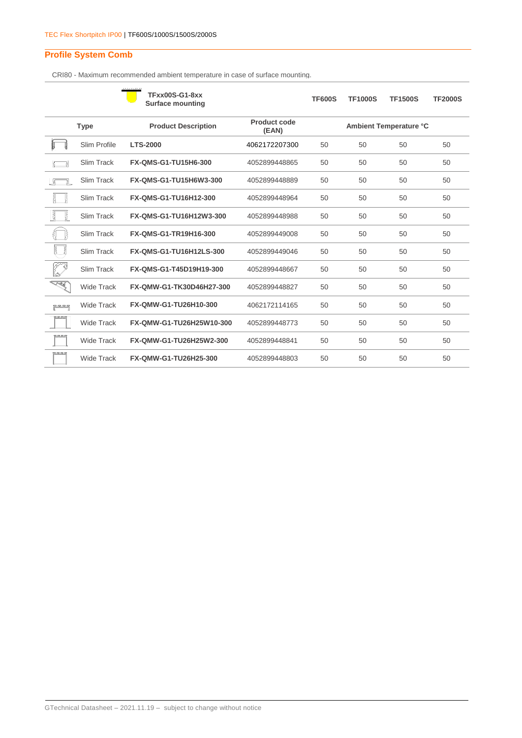## Profile System Comb

CRI80 - Maximum recommended ambient temperature in case of surface mounting.

| Type | Product Description | Product code (EAN) | TF600S | TF1000S | TF1500S | TF2000S |
|---|---|---|---|---|---|---|
| | **TFxx00S-G1-8xx Surface mounting** | | Ambient Temperature °C | | | |
| Slim Profile | **LTS-2000** | 4062172207300 | 50 | 50 | 50 | 50 |
| Slim Track | **FX-QMS-G1-TU15H6-300** | 4052899448865 | 50 | 50 | 50 | 50 |
| Slim Track | **FX-QMS-G1-TU15H6W3-300** | 4052899448889 | 50 | 50 | 50 | 50 |
| Slim Track | **FX-QMS-G1-TU16H12-300** | 4052899448964 | 50 | 50 | 50 | 50 |
| Slim Track | **FX-QMS-G1-TU16H12W3-300** | 4052899448988 | 50 | 50 | 50 | 50 |
| Slim Track | **FX-QMS-G1-TR19H16-300** | 4052899449008 | 50 | 50 | 50 | 50 |
| Slim Track | **FX-QMS-G1-TU16H12LS-300** | 4052899449046 | 50 | 50 | 50 | 50 |
| Slim Track | **FX-QMS-G1-T45D19H19-300** | 4052899448667 | 50 | 50 | 50 | 50 |
| Wide Track | **FX-QMW-G1-TK30D46H27-300** | 4052899448827 | 50 | 50 | 50 | 50 |
| Wide Track | **FX-QMW-G1-TU26H10-300** | 4062172114165 | 50 | 50 | 50 | 50 |
| Wide Track | **FX-QMW-G1-TU26H25W10-300** | 4052899448773 | 50 | 50 | 50 | 50 |
| Wide Track | **FX-QMW-G1-TU26H25W2-300** | 4052899448841 | 50 | 50 | 50 | 50 |
| Wide Track | **FX-QMW-G1-TU26H25-300** | 4052899448803 | 50 | 50 | 50 | 50 |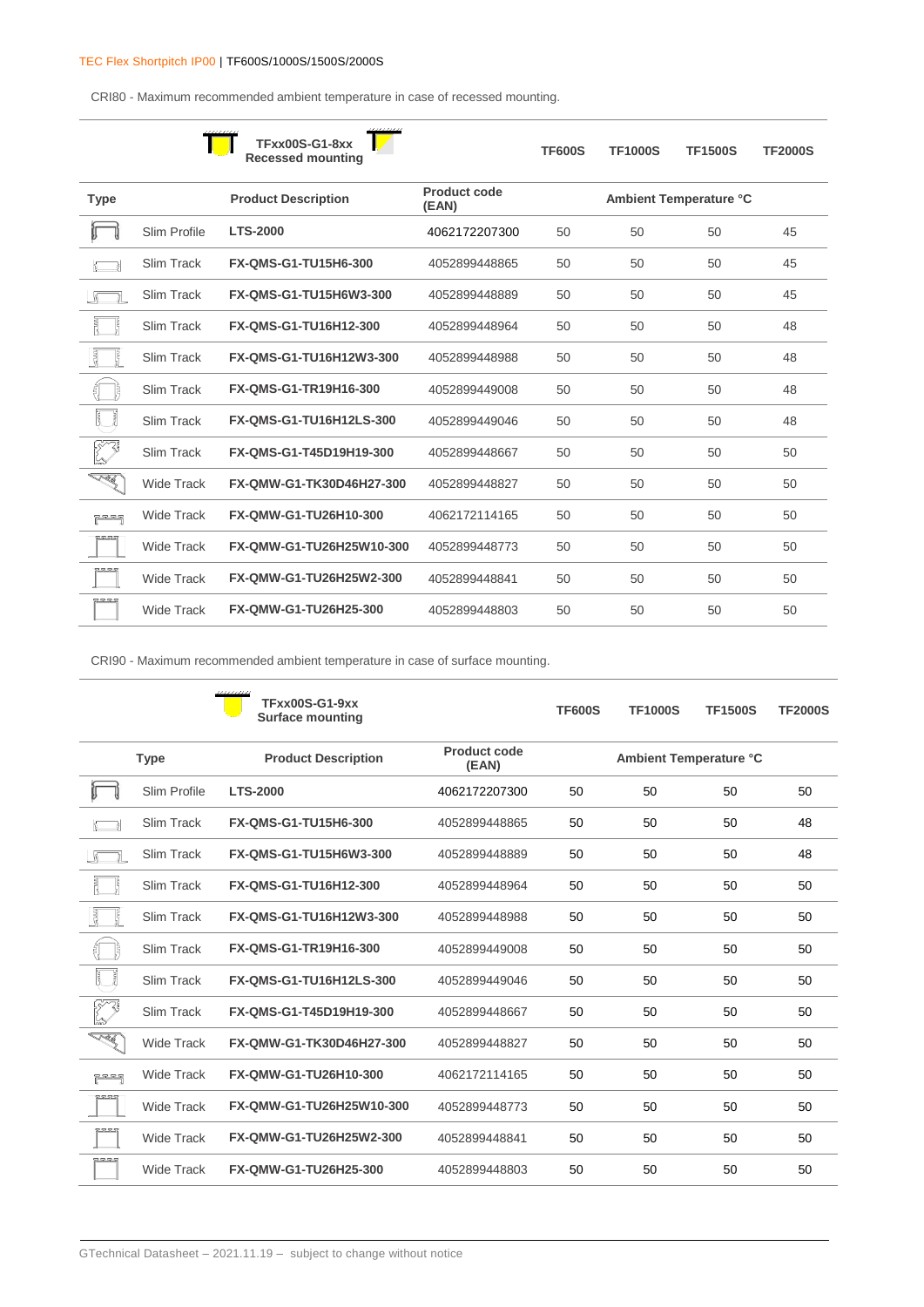TEC Flex Shortpitch IP00 | TF600S/1000S/1500S/2000S

CRI80 - Maximum recommended ambient temperature in case of recessed mounting.

| TFxx00S-G1-8xx Recessed mounting | | | | TF600S | TF1000S | TF1500S | TF2000S |
|---|---|---|---|---|---|---|---|
| **Type** | | **Product Description** | **Product code (EAN)** | **Ambient Temperature °C** | | | |
| | Slim Profile | **LTS-2000** | 4062172207300 | 50 | 50 | 50 | 45 |
| | Slim Track | **FX-QMS-G1-TU15H6-300** | 4052899448865 | 50 | 50 | 50 | 45 |
| | Slim Track | **FX-QMS-G1-TU15H6W3-300** | 4052899448889 | 50 | 50 | 50 | 45 |
| | Slim Track | **FX-QMS-G1-TU16H12-300** | 4052899448964 | 50 | 50 | 50 | 48 |
| | Slim Track | **FX-QMS-G1-TU16H12W3-300** | 4052899448988 | 50 | 50 | 50 | 48 |
| | Slim Track | **FX-QMS-G1-TR19H16-300** | 4052899449008 | 50 | 50 | 50 | 48 |
| | Slim Track | **FX-QMS-G1-TU16H12LS-300** | 4052899449046 | 50 | 50 | 50 | 48 |
| | Slim Track | **FX-QMS-G1-T45D19H19-300** | 4052899448667 | 50 | 50 | 50 | 50 |
| | Wide Track | **FX-QMW-G1-TK30D46H27-300** | 4052899448827 | 50 | 50 | 50 | 50 |
| | Wide Track | **FX-QMW-G1-TU26H10-300** | 4062172114165 | 50 | 50 | 50 | 50 |
| | Wide Track | **FX-QMW-G1-TU26H25W10-300** | 4052899448773 | 50 | 50 | 50 | 50 |
| | Wide Track | **FX-QMW-G1-TU26H25W2-300** | 4052899448841 | 50 | 50 | 50 | 50 |
| | Wide Track | **FX-QMW-G1-TU26H25-300** | 4052899448803 | 50 | 50 | 50 | 50 |

CRI90 - Maximum recommended ambient temperature in case of surface mounting.

| TFxx00S-G1-9xx Surface mounting | | | | TF600S | TF1000S | TF1500S | TF2000S |
|---|---|---|---|---|---|---|---|
| **Type** | | **Product Description** | **Product code (EAN)** | **Ambient Temperature °C** | | | |
| | Slim Profile | **LTS-2000** | 4062172207300 | 50 | 50 | 50 | 50 |
| | Slim Track | **FX-QMS-G1-TU15H6-300** | 4052899448865 | 50 | 50 | 50 | 48 |
| | Slim Track | **FX-QMS-G1-TU15H6W3-300** | 4052899448889 | 50 | 50 | 50 | 48 |
| | Slim Track | **FX-QMS-G1-TU16H12-300** | 4052899448964 | 50 | 50 | 50 | 50 |
| | Slim Track | **FX-QMS-G1-TU16H12W3-300** | 4052899448988 | 50 | 50 | 50 | 50 |
| | Slim Track | **FX-QMS-G1-TR19H16-300** | 4052899449008 | 50 | 50 | 50 | 50 |
| | Slim Track | **FX-QMS-G1-TU16H12LS-300** | 4052899449046 | 50 | 50 | 50 | 50 |
| | Slim Track | **FX-QMS-G1-T45D19H19-300** | 4052899448667 | 50 | 50 | 50 | 50 |
| | Wide Track | **FX-QMW-G1-TK30D46H27-300** | 4052899448827 | 50 | 50 | 50 | 50 |
| | Wide Track | **FX-QMW-G1-TU26H10-300** | 4062172114165 | 50 | 50 | 50 | 50 |
| | Wide Track | **FX-QMW-G1-TU26H25W10-300** | 4052899448773 | 50 | 50 | 50 | 50 |
| | Wide Track | **FX-QMW-G1-TU26H25W2-300** | 4052899448841 | 50 | 50 | 50 | 50 |
| | Wide Track | **FX-QMW-G1-TU26H25-300** | 4052899448803 | 50 | 50 | 50 | 50 |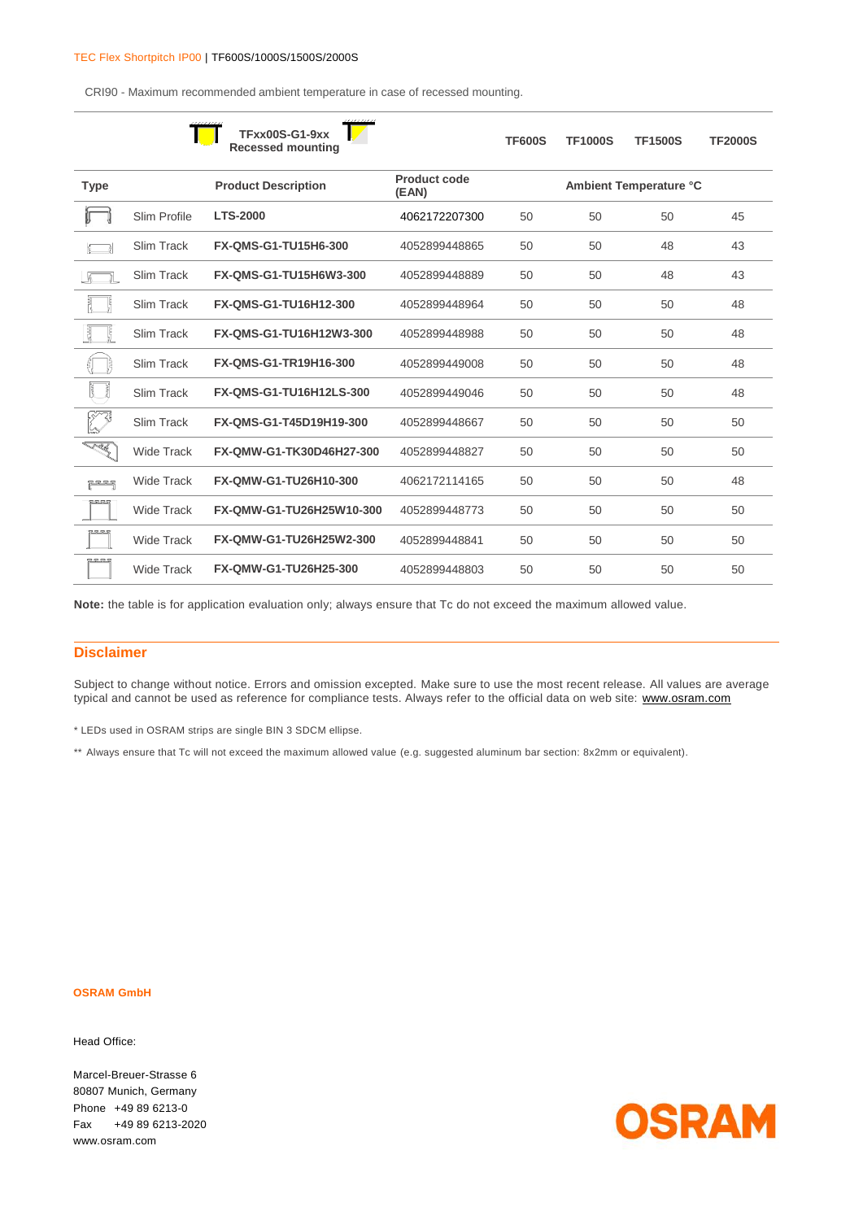CRI90 - Maximum recommended ambient temperature in case of recessed mounting.

| | | TFxx00S-G1-9xx Recessed mounting | | TF600S | TF1000S | TF1500S | TF2000S |
|---|---|---|---|---|---|---|---|
| **Type** | | **Product Description** | **Product code (EAN)** | **Ambient Temperature °C** | | | |
| | Slim Profile | **LTS-2000** | 4062172207300 | 50 | 50 | 50 | 45 |
| | Slim Track | **FX-QMS-G1-TU15H6-300** | 4052899448865 | 50 | 50 | 48 | 43 |
| | Slim Track | **FX-QMS-G1-TU15H6W3-300** | 4052899448889 | 50 | 50 | 48 | 43 |
| | Slim Track | **FX-QMS-G1-TU16H12-300** | 4052899448964 | 50 | 50 | 50 | 48 |
| | Slim Track | **FX-QMS-G1-TU16H12W3-300** | 4052899448988 | 50 | 50 | 50 | 48 |
| | Slim Track | **FX-QMS-G1-TR19H16-300** | 4052899449008 | 50 | 50 | 50 | 48 |
| | Slim Track | **FX-QMS-G1-TU16H12LS-300** | 4052899449046 | 50 | 50 | 50 | 48 |
| | Slim Track | **FX-QMS-G1-T45D19H19-300** | 4052899448667 | 50 | 50 | 50 | 50 |
| | Wide Track | **FX-QMW-G1-TK30D46H27-300** | 4052899448827 | 50 | 50 | 50 | 50 |
| | Wide Track | **FX-QMW-G1-TU26H10-300** | 4062172114165 | 50 | 50 | 50 | 48 |
| | Wide Track | **FX-QMW-G1-TU26H25W10-300** | 4052899448773 | 50 | 50 | 50 | 50 |
| | Wide Track | **FX-QMW-G1-TU26H25W2-300** | 4052899448841 | 50 | 50 | 50 | 50 |
| | Wide Track | **FX-QMW-G1-TU26H25-300** | 4052899448803 | 50 | 50 | 50 | 50 |

**Note:** the table is for application evaluation only; always ensure that Tc do not exceed the maximum allowed value.

## Disclaimer

Subject to change without notice. Errors and omission excepted. Make sure to use the most recent release. All values are average typical and cannot be used as reference for compliance tests. Always refer to the official data on web site: www.osram.com

* LEDs used in OSRAM strips are single BIN 3 SDCM ellipse.

** Always ensure that Tc will not exceed the maximum allowed value (e.g. suggested aluminum bar section: 8x2mm or equivalent).

**OSRAM GmbH**

Head Office:

Marcel-Breuer-Strasse 6
80807 Munich, Germany
Phone +49 89 6213-0
Fax +49 89 6213-2020
www.osram.com

OSRAM